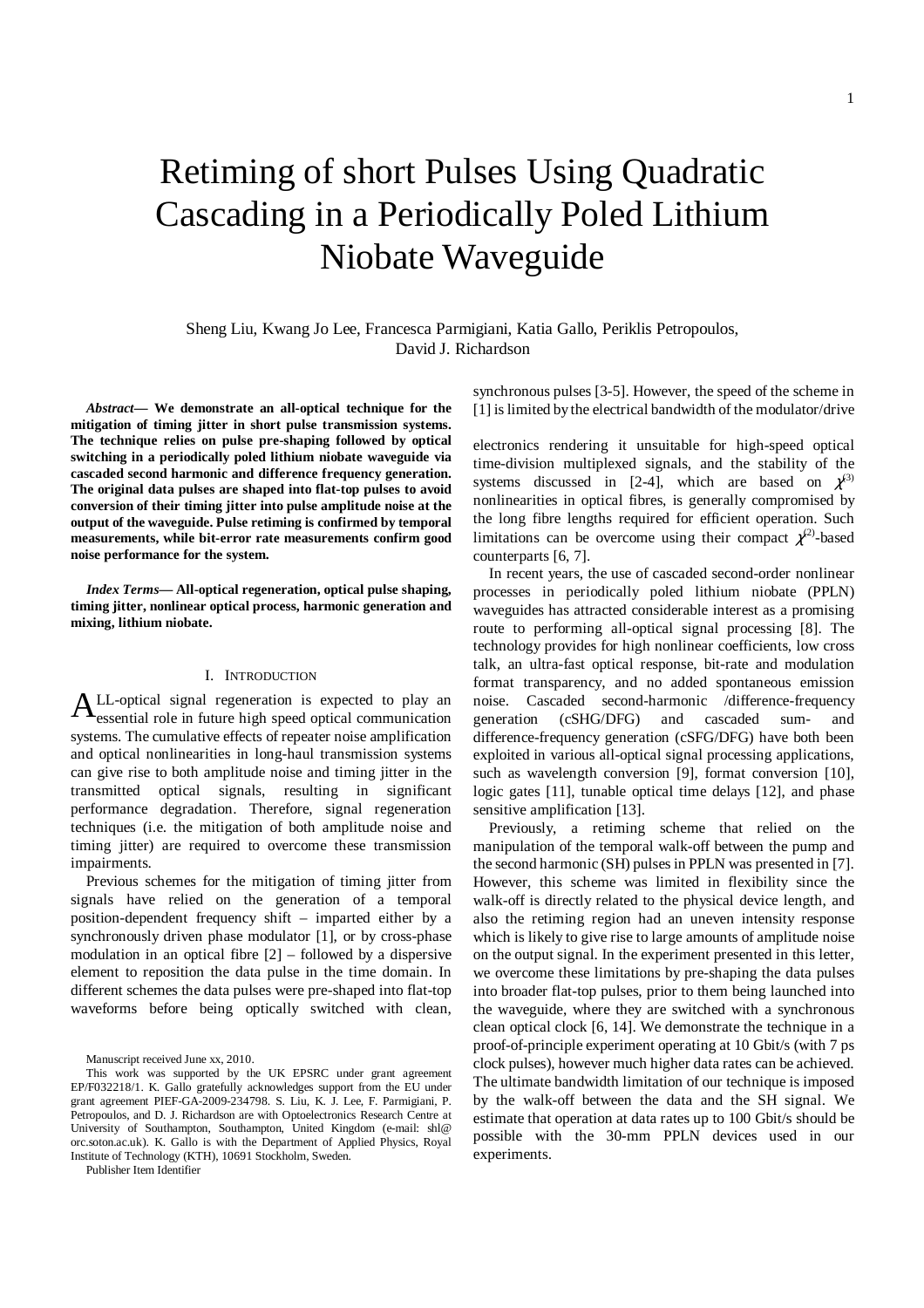# Retiming of short Pulses Using Quadratic Cascading in a Periodically Poled Lithium Niobate Waveguide

Sheng Liu, Kwang Jo Lee, Francesca Parmigiani, Katia Gallo, Periklis Petropoulos, David J. Richardson

***Abstract*— We demonstrate an all-optical technique for the mitigation of timing jitter in short pulse transmission systems. The technique relies on pulse pre-shaping followed by optical switching in a periodically poled lithium niobate waveguide via cascaded second harmonic and difference frequency generation. The original data pulses are shaped into flat-top pulses to avoid conversion of their timing jitter into pulse amplitude noise at the output of the waveguide. Pulse retiming is confirmed by temporal measurements, while bit-error rate measurements confirm good noise performance for the system.**

***Index Terms*— All-optical regeneration, optical pulse shaping, timing jitter, nonlinear optical process, harmonic generation and mixing, lithium niobate.**

## I. Introduction

All-optical signal regeneration is expected to play an essential role in future high speed optical communication systems. The cumulative effects of repeater noise amplification and optical nonlinearities in long-haul transmission systems can give rise to both amplitude noise and timing jitter in the transmitted optical signals, resulting in significant performance degradation. Therefore, signal regeneration techniques (i.e. the mitigation of both amplitude noise and timing jitter) are required to overcome these transmission impairments.

Previous schemes for the mitigation of timing jitter from signals have relied on the generation of a temporal position-dependent frequency shift – imparted either by a synchronously driven phase modulator [1], or by cross-phase modulation in an optical fibre [2] – followed by a dispersive element to reposition the data pulse in the time domain. In different schemes the data pulses were pre-shaped into flat-top waveforms before being optically switched with clean, synchronous pulses [3-5]. However, the speed of the scheme in [1] is limited by the electrical bandwidth of the modulator/drive electronics rendering it unsuitable for high-speed optical time-division multiplexed signals, and the stability of the systems discussed in [2-4], which are based on $\chi^{(3)}$ nonlinearities in optical fibres, is generally compromised by the long fibre lengths required for efficient operation. Such limitations can be overcome using their compact $\chi^{(2)}$-based counterparts [6, 7].

In recent years, the use of cascaded second-order nonlinear processes in periodically poled lithium niobate (PPLN) waveguides has attracted considerable interest as a promising route to performing all-optical signal processing [8]. The technology provides for high nonlinear coefficients, low cross talk, an ultra-fast optical response, bit-rate and modulation format transparency, and no added spontaneous emission noise. Cascaded second-harmonic /difference-frequency generation (cSHG/DFG) and cascaded sum- and difference-frequency generation (cSFG/DFG) have both been exploited in various all-optical signal processing applications, such as wavelength conversion [9], format conversion [10], logic gates [11], tunable optical time delays [12], and phase sensitive amplification [13].

Previously, a retiming scheme that relied on the manipulation of the temporal walk-off between the pump and the second harmonic (SH) pulses in PPLN was presented in [7]. However, this scheme was limited in flexibility since the walk-off is directly related to the physical device length, and also the retiming region had an uneven intensity response which is likely to give rise to large amounts of amplitude noise on the output signal. In the experiment presented in this letter, we overcome these limitations by pre-shaping the data pulses into broader flat-top pulses, prior to them being launched into the waveguide, where they are switched with a synchronous clean optical clock [6, 14]. We demonstrate the technique in a proof-of-principle experiment operating at 10 Gbit/s (with 7 ps clock pulses), however much higher data rates can be achieved. The ultimate bandwidth limitation of our technique is imposed by the walk-off between the data and the SH signal. We estimate that operation at data rates up to 100 Gbit/s should be possible with the 30-mm PPLN devices used in our experiments.

Manuscript received June xx, 2010.

This work was supported by the UK EPSRC under grant agreement EP/F032218/1. K. Gallo gratefully acknowledges support from the EU under grant agreement PIEF-GA-2009-234798. S. Liu, K. J. Lee, F. Parmigiani, P. Petropoulos, and D. J. Richardson are with Optoelectronics Research Centre at University of Southampton, Southampton, United Kingdom (e-mail: shl@ orc.soton.ac.uk). K. Gallo is with the Department of Applied Physics, Royal Institute of Technology (KTH), 10691 Stockholm, Sweden.

Publisher Item Identifier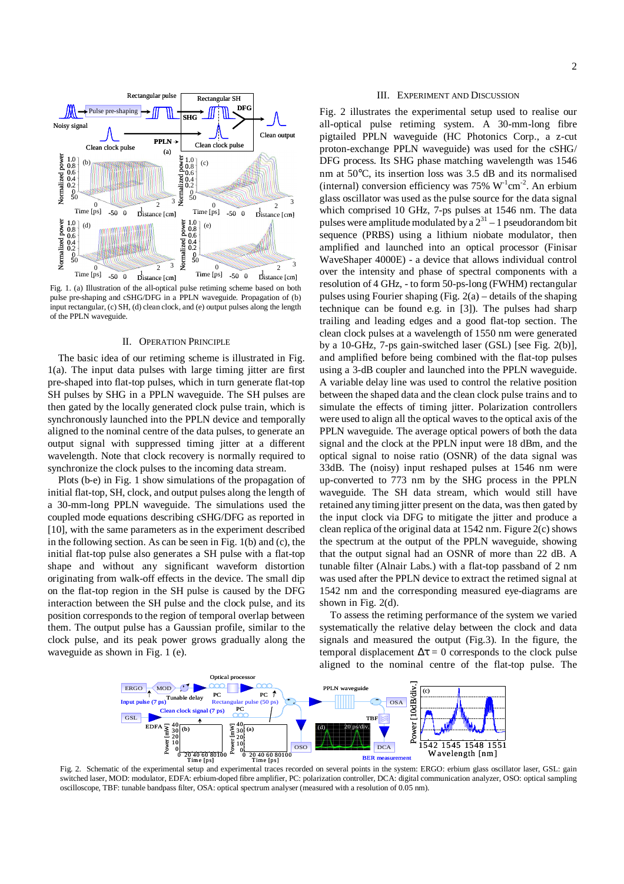Fig. 1. (a) Illustration of the all-optical pulse retiming scheme based on both pulse pre-shaping and cSHG/DFG in a PPLN waveguide. Propagation of (b) input rectangular, (c) SH, (d) clean clock, and (e) output pulses along the length of the PPLN waveguide.

## II. Operation Principle

The basic idea of our retiming scheme is illustrated in Fig. 1(a). The input data pulses with large timing jitter are first pre-shaped into flat-top pulses, which in turn generate flat-top SH pulses by SHG in a PPLN waveguide. The SH pulses are then gated by the locally generated clock pulse train, which is synchronously launched into the PPLN device and temporally aligned to the nominal centre of the data pulses, to generate an output signal with suppressed timing jitter at a different wavelength. Note that clock recovery is normally required to synchronize the clock pulses to the incoming data stream.

Plots (b-e) in Fig. 1 show simulations of the propagation of initial flat-top, SH, clock, and output pulses along the length of a 30-mm-long PPLN waveguide. The simulations used the coupled mode equations describing cSHG/DFG as reported in [10], with the same parameters as in the experiment described in the following section. As can be seen in Fig. 1(b) and (c), the initial flat-top pulse also generates a SH pulse with a flat-top shape and without any significant waveform distortion originating from walk-off effects in the device. The small dip on the flat-top region in the SH pulse is caused by the DFG interaction between the SH pulse and the clock pulse, and its position corresponds to the region of temporal overlap between them. The output pulse has a Gaussian profile, similar to the clock pulse, and its peak power grows gradually along the waveguide as shown in Fig. 1 (e).

## III. Experiment and Discussion

Fig. 2 illustrates the experimental setup used to realise our all-optical pulse retiming system. A 30-mm-long fibre pigtailed PPLN waveguide (HC Photonics Corp., a z-cut proton-exchange PPLN waveguide) was used for the cSHG/DFG process. Its SHG phase matching wavelength was 1546 nm at 50°C, its insertion loss was 3.5 dB and its normalised (internal) conversion efficiency was 75% $W^{-1}cm^{-2}$. An erbium glass oscillator was used as the pulse source for the data signal which comprised 10 GHz, 7-ps pulses at 1546 nm. The data pulses were amplitude modulated by a $2^{31} - 1$ pseudorandom bit sequence (PRBS) using a lithium niobate modulator, then amplified and launched into an optical processor (Finisar WaveShaper 4000E) - a device that allows individual control over the intensity and phase of spectral components with a resolution of 4 GHz, - to form 50-ps-long (FWHM) rectangular pulses using Fourier shaping (Fig. 2(a) – details of the shaping technique can be found e.g. in [3]). The pulses had sharp trailing and leading edges and a good flat-top section. The clean clock pulses at a wavelength of 1550 nm were generated by a 10-GHz, 7-ps gain-switched laser (GSL) [see Fig. 2(b)], and amplified before being combined with the flat-top pulses using a 3-dB coupler and launched into the PPLN waveguide. A variable delay line was used to control the relative position between the shaped data and the clean clock pulse trains and to simulate the effects of timing jitter. Polarization controllers were used to align all the optical waves to the optical axis of the PPLN waveguide. The average optical powers of both the data signal and the clock at the PPLN input were 18 dBm, and the optical signal to noise ratio (OSNR) of the data signal was 33dB. The (noisy) input reshaped pulses at 1546 nm were up-converted to 773 nm by the SHG process in the PPLN waveguide. The SH data stream, which would still have retained any timing jitter present on the data, was then gated by the input clock via DFG to mitigate the jitter and produce a clean replica of the original data at 1542 nm. Figure 2(c) shows the spectrum at the output of the PPLN waveguide, showing that the output signal had an OSNR of more than 22 dB. A tunable filter (Alnair Labs.) with a flat-top passband of 2 nm was used after the PPLN device to extract the retimed signal at 1542 nm and the corresponding measured eye-diagrams are shown in Fig. 2(d).

To assess the retiming performance of the system we varied systematically the relative delay between the clock and data signals and measured the output (Fig.3). In the figure, the temporal displacement $\Delta\tau = 0$ corresponds to the clock pulse aligned to the nominal centre of the flat-top pulse. The

Fig. 2. Schematic of the experimental setup and experimental traces recorded on several points in the system: ERGO: erbium glass oscillator laser, GSL: gain switched laser, MOD: modulator, EDFA: erbium-doped fibre amplifier, PC: polarization controller, DCA: digital communication analyzer, OSO: optical sampling oscilloscope, TBF: tunable bandpass filter, OSA: optical spectrum analyser (measured with a resolution of 0.05 nm).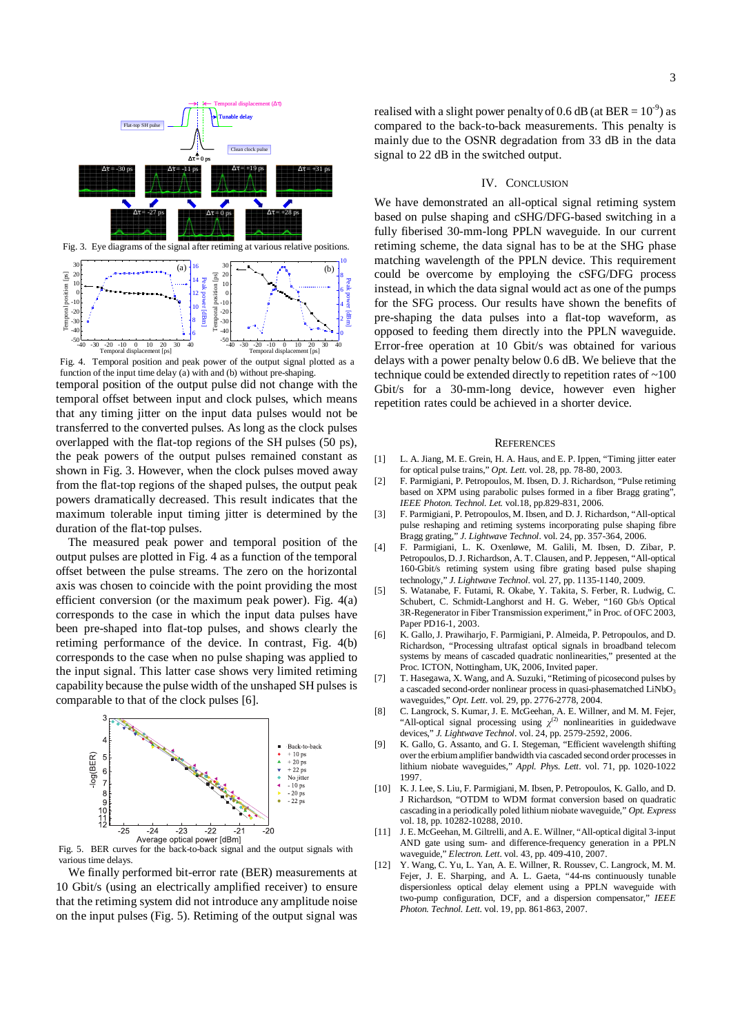Fig. 3. Eye diagrams of the signal after retiming at various relative positions.

Fig. 4. Temporal position and peak power of the output signal plotted as a function of the input time delay (a) with and (b) without pre-shaping.

temporal position of the output pulse did not change with the temporal offset between input and clock pulses, which means that any timing jitter on the input data pulses would not be transferred to the converted pulses. As long as the clock pulses overlapped with the flat-top regions of the SH pulses (50 ps), the peak powers of the output pulses remained constant as shown in Fig. 3. However, when the clock pulses moved away from the flat-top regions of the shaped pulses, the output peak powers dramatically decreased. This result indicates that the maximum tolerable input timing jitter is determined by the duration of the flat-top pulses.

The measured peak power and temporal position of the output pulses are plotted in Fig. 4 as a function of the temporal offset between the pulse streams. The zero on the horizontal axis was chosen to coincide with the point providing the most efficient conversion (or the maximum peak power). Fig. 4(a) corresponds to the case in which the input data pulses have been pre-shaped into flat-top pulses, and shows clearly the retiming performance of the device. In contrast, Fig. 4(b) corresponds to the case when no pulse shaping was applied to the input signal. This latter case shows very limited retiming capability because the pulse width of the unshaped SH pulses is comparable to that of the clock pulses [6].

Fig. 5. BER curves for the back-to-back signal and the output signals with various time delays.

We finally performed bit-error rate (BER) measurements at 10 Gbit/s (using an electrically amplified receiver) to ensure that the retiming system did not introduce any amplitude noise on the input pulses (Fig. 5). Retiming of the output signal was realised with a slight power penalty of 0.6 dB (at BER = $10^{-9}$) as compared to the back-to-back measurements. This penalty is mainly due to the OSNR degradation from 33 dB in the data signal to 22 dB in the switched output.

## IV. Conclusion

We have demonstrated an all-optical signal retiming system based on pulse shaping and cSHG/DFG-based switching in a fully fiberised 30-mm-long PPLN waveguide. In our current retiming scheme, the data signal has to be at the SHG phase matching wavelength of the PPLN device. This requirement could be overcome by employing the cSFG/DFG process instead, in which the data signal would act as one of the pumps for the SFG process. Our results have shown the benefits of pre-shaping the data pulses into a flat-top waveform, as opposed to feeding them directly into the PPLN waveguide. Error-free operation at 10 Gbit/s was obtained for various delays with a power penalty below 0.6 dB. We believe that the technique could be extended directly to repetition rates of ~100 Gbit/s for a 30-mm-long device, however even higher repetition rates could be achieved in a shorter device.

## References

[1] L. A. Jiang, M. E. Grein, H. A. Haus, and E. P. Ippen, "Timing jitter eater for optical pulse trains," *Opt. Lett.* vol. 28, pp. 78-80, 2003.

[2] F. Parmigiani, P. Petropoulos, M. Ibsen, D. J. Richardson, "Pulse retiming based on XPM using parabolic pulses formed in a fiber Bragg grating", *IEEE Photon. Technol. Let.* vol.18, pp.829-831, 2006.

[3] F. Parmigiani, P. Petropoulos, M. Ibsen, and D. J. Richardson, "All-optical pulse reshaping and retiming systems incorporating pulse shaping fibre Bragg grating," *J. Lightwave Technol*. vol. 24, pp. 357-364, 2006.

[4] F. Parmigiani, L. K. Oxenløwe, M. Galili, M. Ibsen, D. Zibar, P. Petropoulos, D. J. Richardson, A. T. Clausen, and P. Jeppesen, "All-optical 160-Gbit/s retiming system using fibre grating based pulse shaping technology," *J. Lightwave Technol.* vol. 27, pp. 1135-1140, 2009.

[5] S. Watanabe, F. Futami, R. Okabe, Y. Takita, S. Ferber, R. Ludwig, C. Schubert, C. Schmidt-Langhorst and H. G. Weber, "160 Gb/s Optical 3R-Regenerator in Fiber Transmission experiment," in Proc. of OFC 2003, Paper PD16-1, 2003.

[6] K. Gallo, J. Prawiharjo, F. Parmigiani, P. Almeida, P. Petropoulos, and D. Richardson, "Processing ultrafast optical signals in broadband telecom systems by means of cascaded quadratic nonlinearities," presented at the Proc. ICTON, Nottingham, UK, 2006, Invited paper.

[7] T. Hasegawa, X. Wang, and A. Suzuki, "Retiming of picosecond pulses by a cascaded second-order nonlinear process in quasi-phasematched $LiNbO_3$ waveguides," *Opt. Lett*. vol. 29, pp. 2776-2778, 2004.

[8] C. Langrock, S. Kumar, J. E. McGeehan, A. E. Willner, and M. M. Fejer, "All-optical signal processing using $\chi^{(2)}$ nonlinearities in guidedwave devices," *J. Lightwave Technol*. vol. 24, pp. 2579-2592, 2006.

[9] K. Gallo, G. Assanto, and G. I. Stegeman, "Efficient wavelength shifting over the erbium amplifier bandwidth via cascaded second order processes in lithium niobate waveguides," *Appl. Phys. Lett*. vol. 71, pp. 1020-1022 1997.

[10] K. J. Lee, S. Liu, F. Parmigiani, M. Ibsen, P. Petropoulos, K. Gallo, and D. J Richardson, "OTDM to WDM format conversion based on quadratic cascading in a periodically poled lithium niobate waveguide," *Opt. Express* vol. 18, pp. 10282-10288, 2010.

[11] J. E. McGeehan, M. Giltrelli, and A. E. Willner, "All-optical digital 3-input AND gate using sum- and difference-frequency generation in a PPLN waveguide," *Electron. Lett*. vol. 43, pp. 409-410, 2007.

[12] Y. Wang, C. Yu, L. Yan, A. E. Willner, R. Roussev, C. Langrock, M. M. Fejer, J. E. Sharping, and A. L. Gaeta, "44-ns continuously tunable dispersionless optical delay element using a PPLN waveguide with two-pump configuration, DCF, and a dispersion compensator," *IEEE Photon. Technol. Lett.* vol. 19, pp. 861-863, 2007.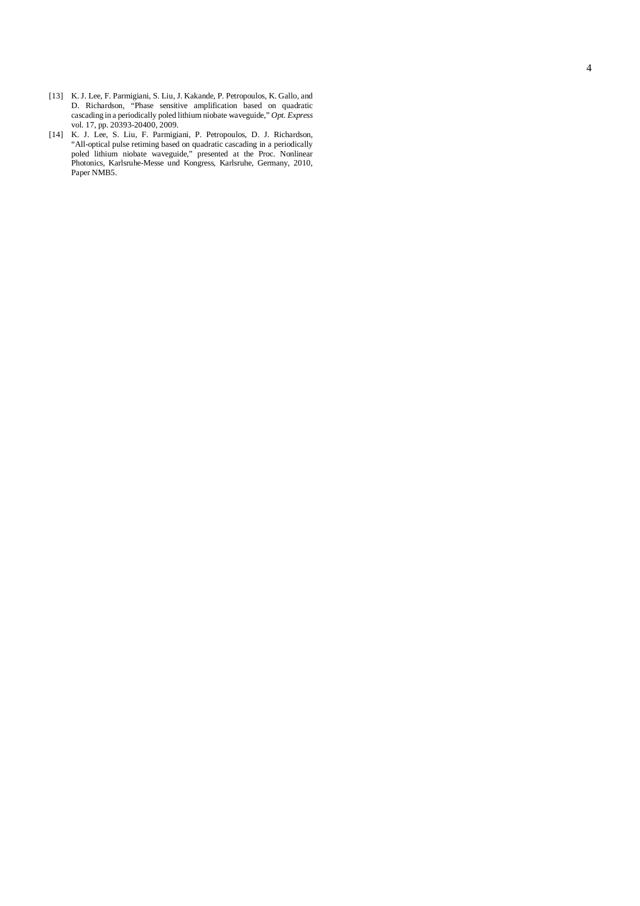[13] K. J. Lee, F. Parmigiani, S. Liu, J. Kakande, P. Petropoulos, K. Gallo, and D. Richardson, "Phase sensitive amplification based on quadratic cascading in a periodically poled lithium niobate waveguide," *Opt. Express* vol. 17, pp. 20393-20400, 2009.

[14] K. J. Lee, S. Liu, F. Parmigiani, P. Petropoulos, D. J. Richardson, "All-optical pulse retiming based on quadratic cascading in a periodically poled lithium niobate waveguide," presented at the Proc. Nonlinear Photonics, Karlsruhe-Messe und Kongress, Karlsruhe, Germany, 2010, Paper NMB5.